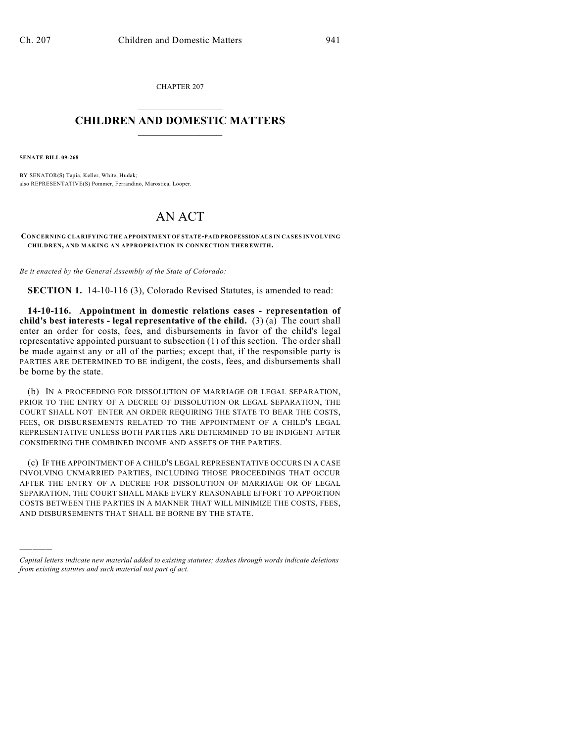CHAPTER 207

# CHILDREN AND DOMESTIC MATTERS

**SENATE BILL 09-268**

BY SENATOR(S) Tapia, Keller, White, Hudak;
also REPRESENTATIVE(S) Pommer, Ferrandino, Marostica, Looper.

# AN ACT

**CONCERNING CLARIFYING THE APPOINTMENT OF STATE-PAID PROFESSIONALS IN CASES INVOLVING CHILDREN, AND MAKING AN APPROPRIATION IN CONNECTION THEREWITH.**

*Be it enacted by the General Assembly of the State of Colorado:*

**SECTION 1.** 14-10-116 (3), Colorado Revised Statutes, is amended to read:

**14-10-116. Appointment in domestic relations cases - representation of child's best interests - legal representative of the child.** (3) (a) The court shall enter an order for costs, fees, and disbursements in favor of the child's legal representative appointed pursuant to subsection (1) of this section. The order shall be made against any or all of the parties; except that, if the responsible ~~party is~~ PARTIES ARE DETERMINED TO BE indigent, the costs, fees, and disbursements shall be borne by the state.

(b) IN A PROCEEDING FOR DISSOLUTION OF MARRIAGE OR LEGAL SEPARATION, PRIOR TO THE ENTRY OF A DECREE OF DISSOLUTION OR LEGAL SEPARATION, THE COURT SHALL NOT ENTER AN ORDER REQUIRING THE STATE TO BEAR THE COSTS, FEES, OR DISBURSEMENTS RELATED TO THE APPOINTMENT OF A CHILD'S LEGAL REPRESENTATIVE UNLESS BOTH PARTIES ARE DETERMINED TO BE INDIGENT AFTER CONSIDERING THE COMBINED INCOME AND ASSETS OF THE PARTIES.

(c) IF THE APPOINTMENT OF A CHILD'S LEGAL REPRESENTATIVE OCCURS IN A CASE INVOLVING UNMARRIED PARTIES, INCLUDING THOSE PROCEEDINGS THAT OCCUR AFTER THE ENTRY OF A DECREE FOR DISSOLUTION OF MARRIAGE OR OF LEGAL SEPARATION, THE COURT SHALL MAKE EVERY REASONABLE EFFORT TO APPORTION COSTS BETWEEN THE PARTIES IN A MANNER THAT WILL MINIMIZE THE COSTS, FEES, AND DISBURSEMENTS THAT SHALL BE BORNE BY THE STATE.

---

*Capital letters indicate new material added to existing statutes; dashes through words indicate deletions from existing statutes and such material not part of act.*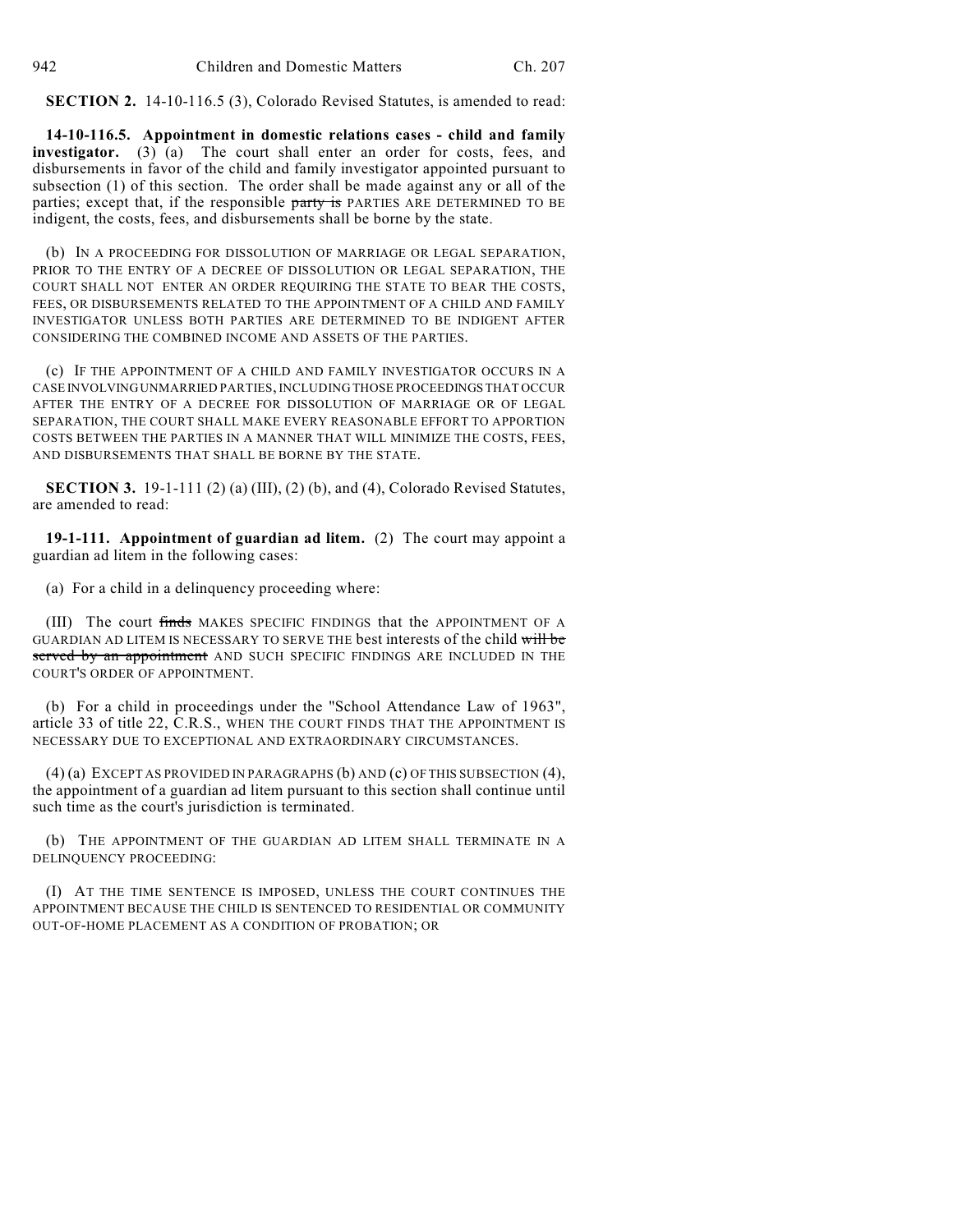**SECTION 2.** 14-10-116.5 (3), Colorado Revised Statutes, is amended to read:

**14-10-116.5. Appointment in domestic relations cases - child and family investigator.** (3) (a) The court shall enter an order for costs, fees, and disbursements in favor of the child and family investigator appointed pursuant to subsection (1) of this section. The order shall be made against any or all of the parties; except that, if the responsible ~~party is~~ PARTIES ARE DETERMINED TO BE indigent, the costs, fees, and disbursements shall be borne by the state.

(b) IN A PROCEEDING FOR DISSOLUTION OF MARRIAGE OR LEGAL SEPARATION, PRIOR TO THE ENTRY OF A DECREE OF DISSOLUTION OR LEGAL SEPARATION, THE COURT SHALL NOT ENTER AN ORDER REQUIRING THE STATE TO BEAR THE COSTS, FEES, OR DISBURSEMENTS RELATED TO THE APPOINTMENT OF A CHILD AND FAMILY INVESTIGATOR UNLESS BOTH PARTIES ARE DETERMINED TO BE INDIGENT AFTER CONSIDERING THE COMBINED INCOME AND ASSETS OF THE PARTIES.

(c) IF THE APPOINTMENT OF A CHILD AND FAMILY INVESTIGATOR OCCURS IN A CASE INVOLVING UNMARRIED PARTIES, INCLUDING THOSE PROCEEDINGS THAT OCCUR AFTER THE ENTRY OF A DECREE FOR DISSOLUTION OF MARRIAGE OR OF LEGAL SEPARATION, THE COURT SHALL MAKE EVERY REASONABLE EFFORT TO APPORTION COSTS BETWEEN THE PARTIES IN A MANNER THAT WILL MINIMIZE THE COSTS, FEES, AND DISBURSEMENTS THAT SHALL BE BORNE BY THE STATE.

**SECTION 3.** 19-1-111 (2) (a) (III), (2) (b), and (4), Colorado Revised Statutes, are amended to read:

**19-1-111. Appointment of guardian ad litem.** (2) The court may appoint a guardian ad litem in the following cases:

(a) For a child in a delinquency proceeding where:

(III) The court ~~finds~~ MAKES SPECIFIC FINDINGS that the APPOINTMENT OF A GUARDIAN AD LITEM IS NECESSARY TO SERVE THE best interests of the child ~~will be served by an appointment~~ AND SUCH SPECIFIC FINDINGS ARE INCLUDED IN THE COURT'S ORDER OF APPOINTMENT.

(b) For a child in proceedings under the "School Attendance Law of 1963", article 33 of title 22, C.R.S., WHEN THE COURT FINDS THAT THE APPOINTMENT IS NECESSARY DUE TO EXCEPTIONAL AND EXTRAORDINARY CIRCUMSTANCES.

(4) (a) EXCEPT AS PROVIDED IN PARAGRAPHS (b) AND (c) OF THIS SUBSECTION (4), the appointment of a guardian ad litem pursuant to this section shall continue until such time as the court's jurisdiction is terminated.

(b) THE APPOINTMENT OF THE GUARDIAN AD LITEM SHALL TERMINATE IN A DELINQUENCY PROCEEDING:

(I) AT THE TIME SENTENCE IS IMPOSED, UNLESS THE COURT CONTINUES THE APPOINTMENT BECAUSE THE CHILD IS SENTENCED TO RESIDENTIAL OR COMMUNITY OUT-OF-HOME PLACEMENT AS A CONDITION OF PROBATION; OR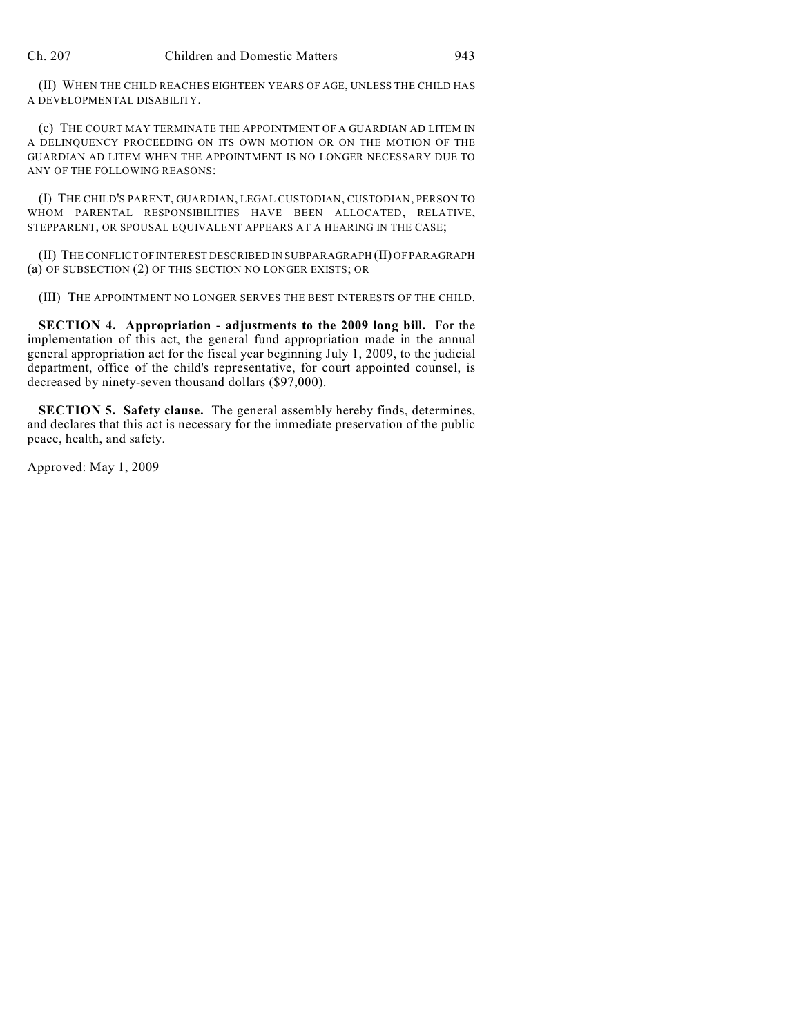(II) WHEN THE CHILD REACHES EIGHTEEN YEARS OF AGE, UNLESS THE CHILD HAS A DEVELOPMENTAL DISABILITY.

(c) THE COURT MAY TERMINATE THE APPOINTMENT OF A GUARDIAN AD LITEM IN A DELINQUENCY PROCEEDING ON ITS OWN MOTION OR ON THE MOTION OF THE GUARDIAN AD LITEM WHEN THE APPOINTMENT IS NO LONGER NECESSARY DUE TO ANY OF THE FOLLOWING REASONS:

(I) THE CHILD'S PARENT, GUARDIAN, LEGAL CUSTODIAN, CUSTODIAN, PERSON TO WHOM PARENTAL RESPONSIBILITIES HAVE BEEN ALLOCATED, RELATIVE, STEPPARENT, OR SPOUSAL EQUIVALENT APPEARS AT A HEARING IN THE CASE;

(II) THE CONFLICT OF INTEREST DESCRIBED IN SUBPARAGRAPH (II) OF PARAGRAPH (a) OF SUBSECTION (2) OF THIS SECTION NO LONGER EXISTS; OR

(III) THE APPOINTMENT NO LONGER SERVES THE BEST INTERESTS OF THE CHILD.

**SECTION 4. Appropriation - adjustments to the 2009 long bill.** For the implementation of this act, the general fund appropriation made in the annual general appropriation act for the fiscal year beginning July 1, 2009, to the judicial department, office of the child's representative, for court appointed counsel, is decreased by ninety-seven thousand dollars ($97,000).

**SECTION 5. Safety clause.** The general assembly hereby finds, determines, and declares that this act is necessary for the immediate preservation of the public peace, health, and safety.

Approved: May 1, 2009